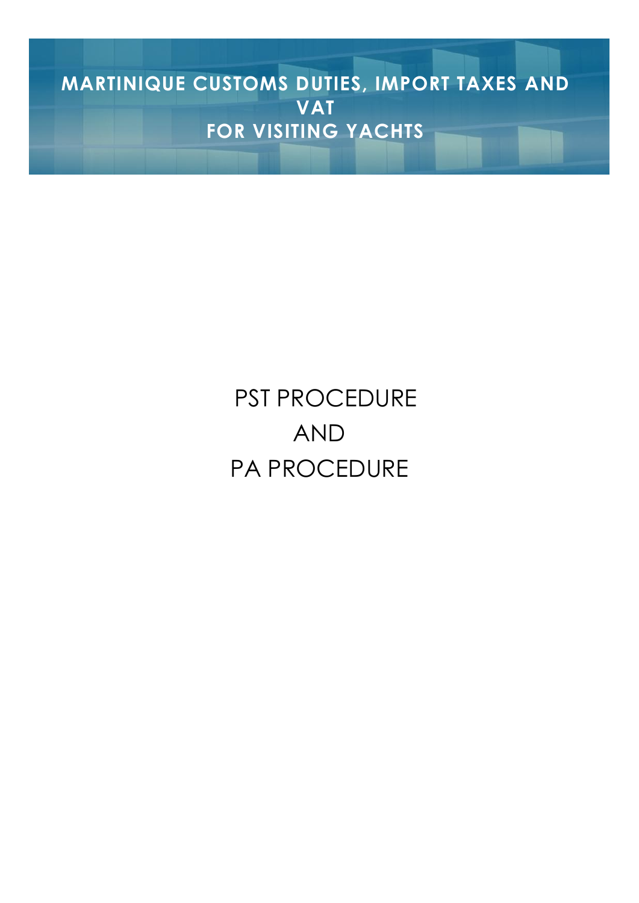# MARTINIQUE CUSTOMS DUTIES, IMPORT TAXES AND VAT FOR VISITING YACHTS

PST PROCEDURE

AND

PA PROCEDURE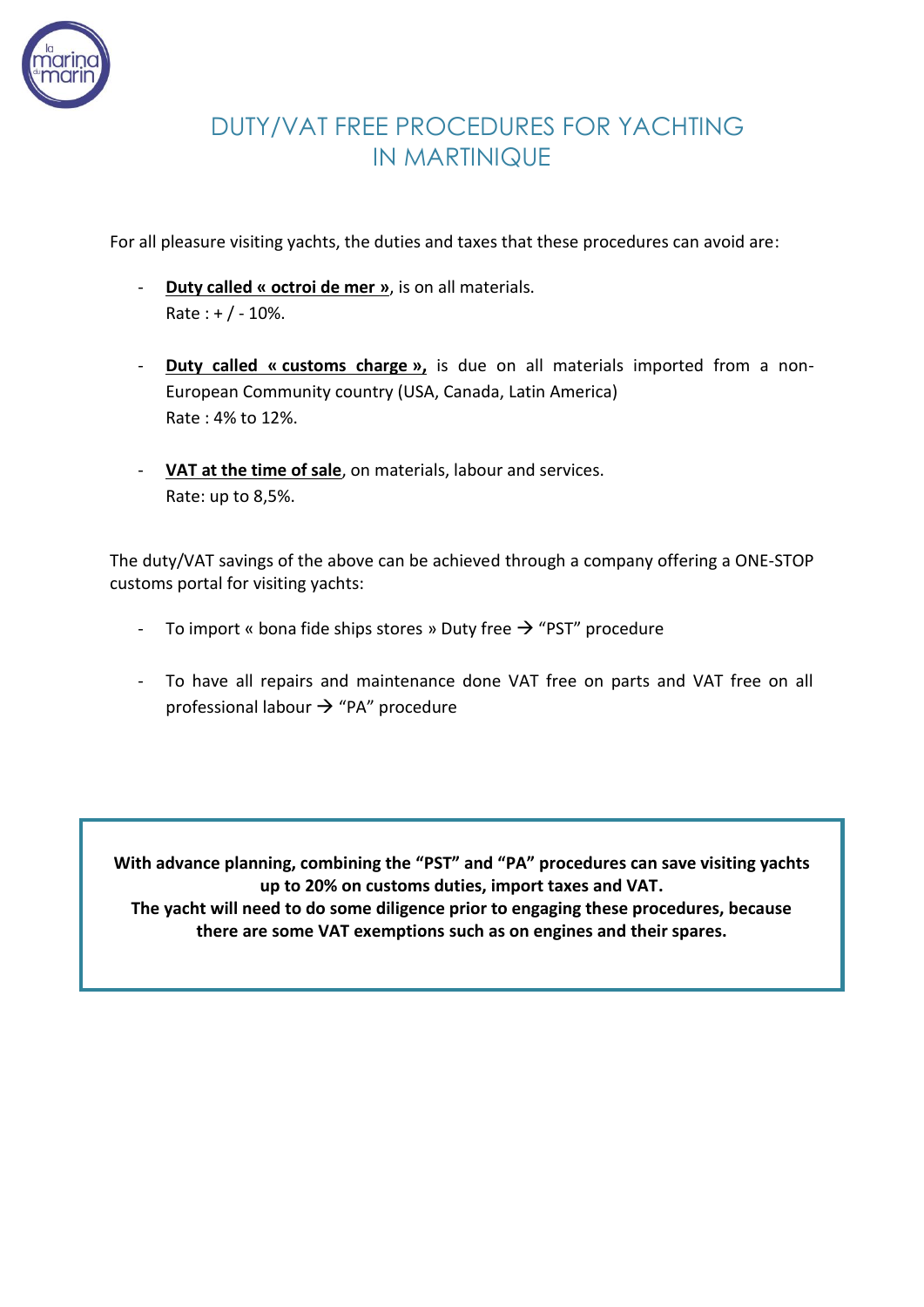# DUTY/VAT FREE PROCEDURES FOR YACHTING IN MARTINIQUE

For all pleasure visiting yachts, the duties and taxes that these procedures can avoid are:

- **Duty called « octroi de mer »**, is on all materials.
  Rate : + / - 10%.

- **Duty called « customs charge »,** is due on all materials imported from a non-European Community country (USA, Canada, Latin America)
  Rate : 4% to 12%.

- **VAT at the time of sale**, on materials, labour and services.
  Rate: up to 8,5%.

The duty/VAT savings of the above can be achieved through a company offering a ONE-STOP customs portal for visiting yachts:

- To import « bona fide ships stores » Duty free → "PST" procedure

- To have all repairs and maintenance done VAT free on parts and VAT free on all professional labour → "PA" procedure

**With advance planning, combining the "PST" and "PA" procedures can save visiting yachts up to 20% on customs duties, import taxes and VAT.**
**The yacht will need to do some diligence prior to engaging these procedures, because there are some VAT exemptions such as on engines and their spares.**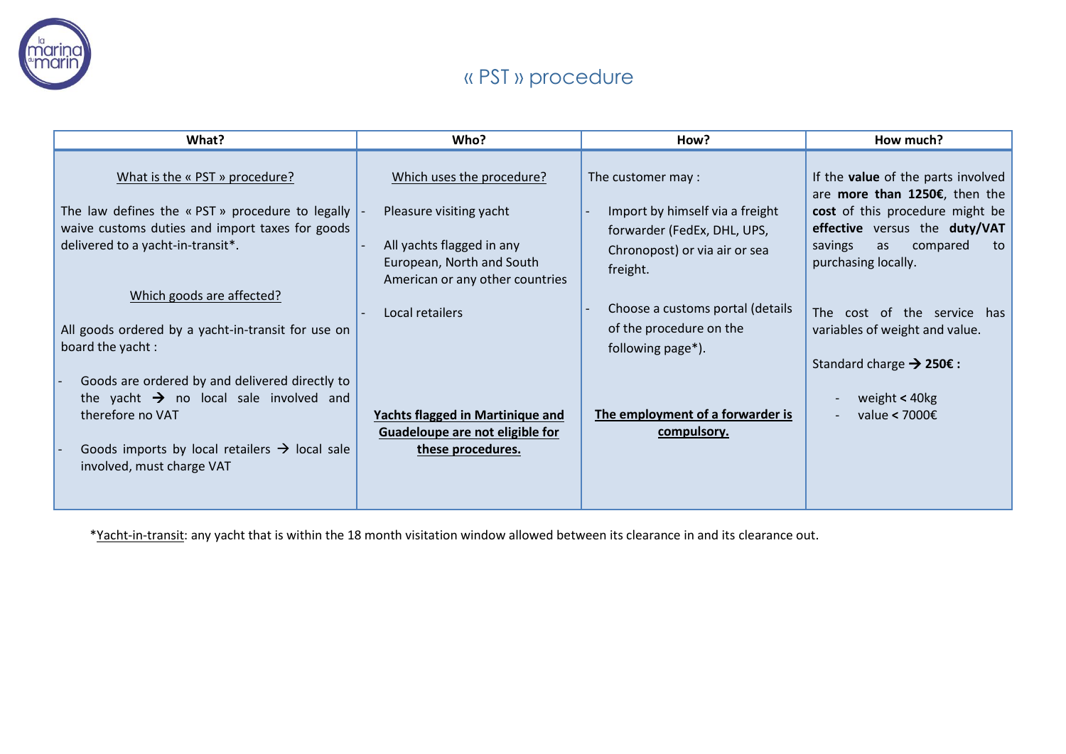# « PST » procedure

| What? | Who? | How? | How much? |
|---|---|---|---|
| What is the « PST » procedure?<br><br>The law defines the « PST » procedure to legally waive customs duties and import taxes for goods delivered to a yacht-in-transit*.<br><br>Which goods are affected?<br><br>All goods ordered by a yacht-in-transit for use on board the yacht :<br><br>- Goods are ordered by and delivered directly to the yacht → no local sale involved and therefore no VAT<br>- Goods imports by local retailers → local sale involved, must charge VAT | Which uses the procedure?<br><br>- Pleasure visiting yacht<br>- All yachts flagged in any European, North and South American or any other countries<br>- Local retailers<br><br>**Yachts flagged in Martinique and Guadeloupe are not eligible for these procedures.** | The customer may :<br><br>- Import by himself via a freight forwarder (FedEx, DHL, UPS, Chronopost) or via air or sea freight.<br>- Choose a customs portal (details of the procedure on the following page*).<br><br>**The employment of a forwarder is compulsory.** | If the **value** of the parts involved are **more than 1250€**, then the **cost** of this procedure might be **effective** versus the **duty/VAT** savings as compared to purchasing locally.<br><br>The cost of the service has variables of weight and value.<br><br>Standard charge → **250€ :**<br><br>- weight < 40kg<br>- value < 7000€ |

*Yacht-in-transit: any yacht that is within the 18 month visitation window allowed between its clearance in and its clearance out.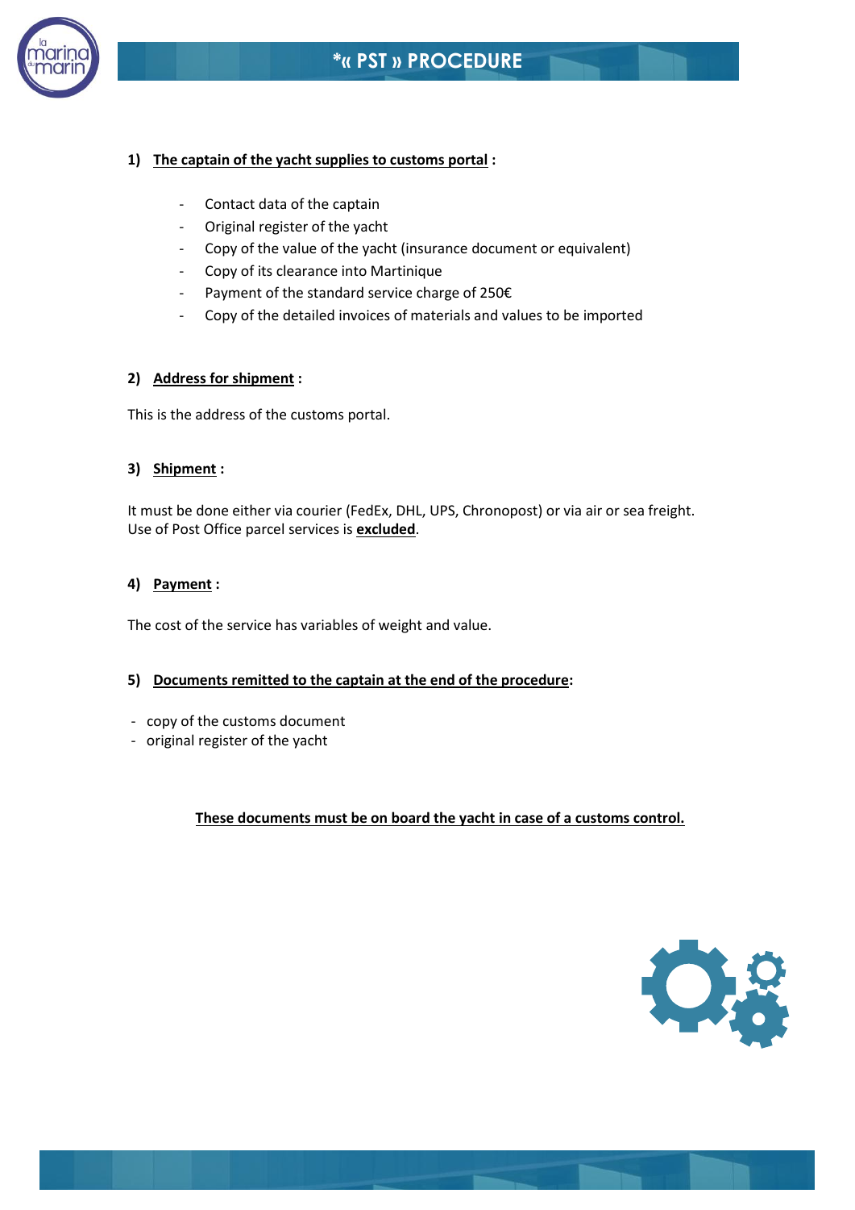# *« PST » PROCEDURE

1) **The captain of the yacht supplies to customs portal** :

- Contact data of the captain
- Original register of the yacht
- Copy of the value of the yacht (insurance document or equivalent)
- Copy of its clearance into Martinique
- Payment of the standard service charge of 250€
- Copy of the detailed invoices of materials and values to be imported

2) **Address for shipment** :

This is the address of the customs portal.

3) **Shipment** :

It must be done either via courier (FedEx, DHL, UPS, Chronopost) or via air or sea freight.
Use of Post Office parcel services is **excluded**.

4) **Payment** :

The cost of the service has variables of weight and value.

5) **Documents remitted to the captain at the end of the procedure**:

- copy of the customs document
- original register of the yacht

**These documents must be on board the yacht in case of a customs control.**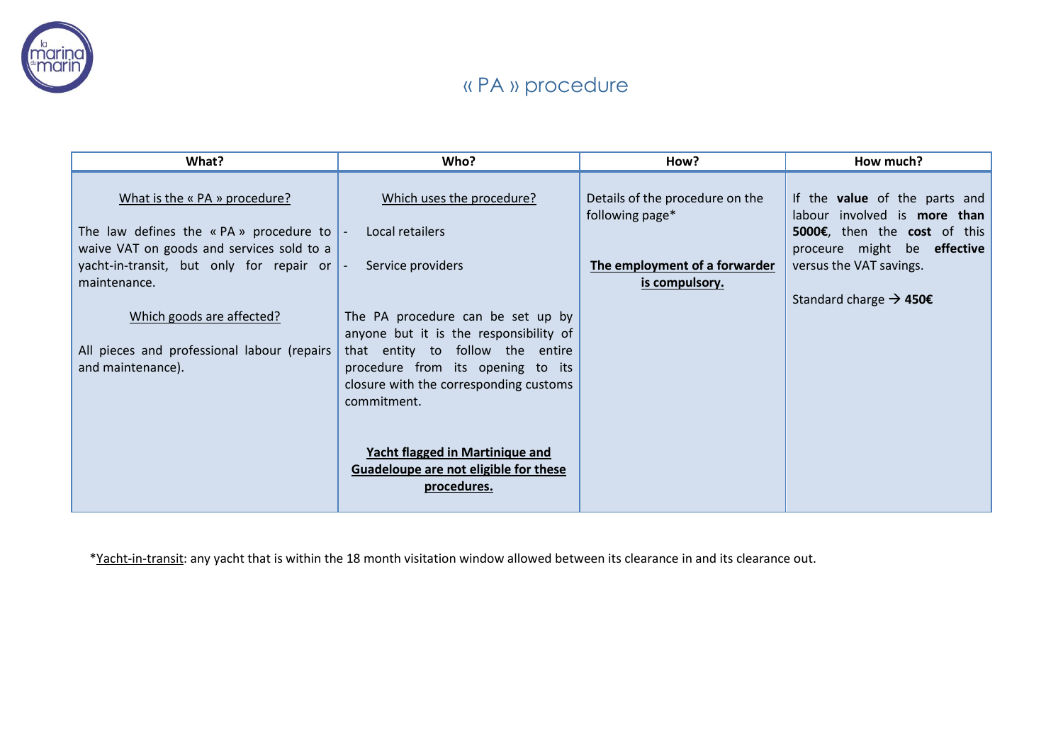# « PA » procedure

| What? | Who? | How? | How much? |
|---|---|---|---|
| <u>What is the « PA » procedure?</u><br><br>The law defines the « PA » procedure to waive VAT on goods and services sold to a yacht-in-transit, but only for repair or maintenance.<br><br><u>Which goods are affected?</u><br><br>All pieces and professional labour (repairs and maintenance). | <u>Which uses the procedure?</u><br><br>- Local retailers<br>- Service providers<br><br>The PA procedure can be set up by anyone but it is the responsibility of that entity to follow the entire procedure from its opening to its closure with the corresponding customs commitment.<br><br>**<u>Yacht flagged in Martinique and Guadeloupe are not eligible for these procedures.</u>** | Details of the procedure on the following page*<br><br>**<u>The employment of a forwarder is compulsory.</u>** | If the **value** of the parts and labour involved is **more than 5000€**, then the **cost** of this proceure might be **effective** versus the VAT savings.<br><br>Standard charge → **450€** |

*<u>Yacht-in-transit</u>: any yacht that is within the 18 month visitation window allowed between its clearance in and its clearance out.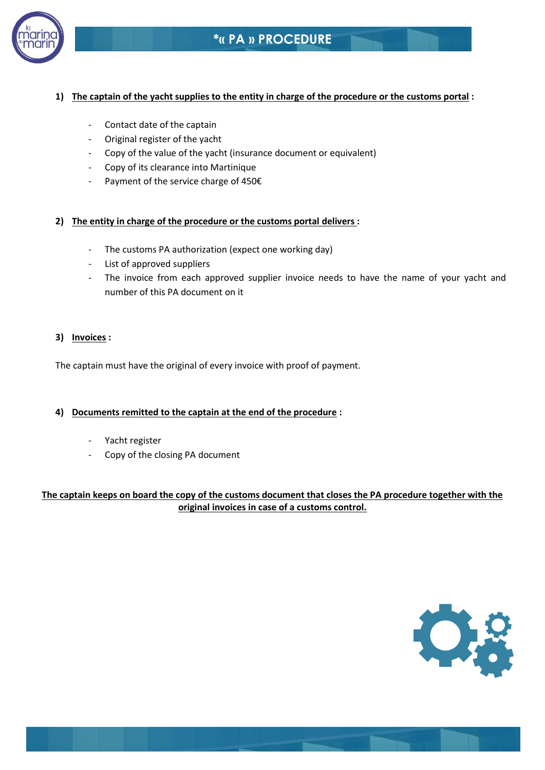# *« PA » PROCEDURE

1) **<u>The captain of the yacht supplies to the entity in charge of the procedure or the customs portal</u> :**

- Contact date of the captain
- Original register of the yacht
- Copy of the value of the yacht (insurance document or equivalent)
- Copy of its clearance into Martinique
- Payment of the service charge of 450€

2) **<u>The entity in charge of the procedure or the customs portal delivers</u> :**

- The customs PA authorization (expect one working day)
- List of approved suppliers
- The invoice from each approved supplier invoice needs to have the name of your yacht and number of this PA document on it

3) **<u>Invoices</u> :**

The captain must have the original of every invoice with proof of payment.

4) **<u>Documents remitted to the captain at the end of the procedure</u> :**

- Yacht register
- Copy of the closing PA document

**<u>The captain keeps on board the copy of the customs document that closes the PA procedure together with the original invoices in case of a customs control.</u>**